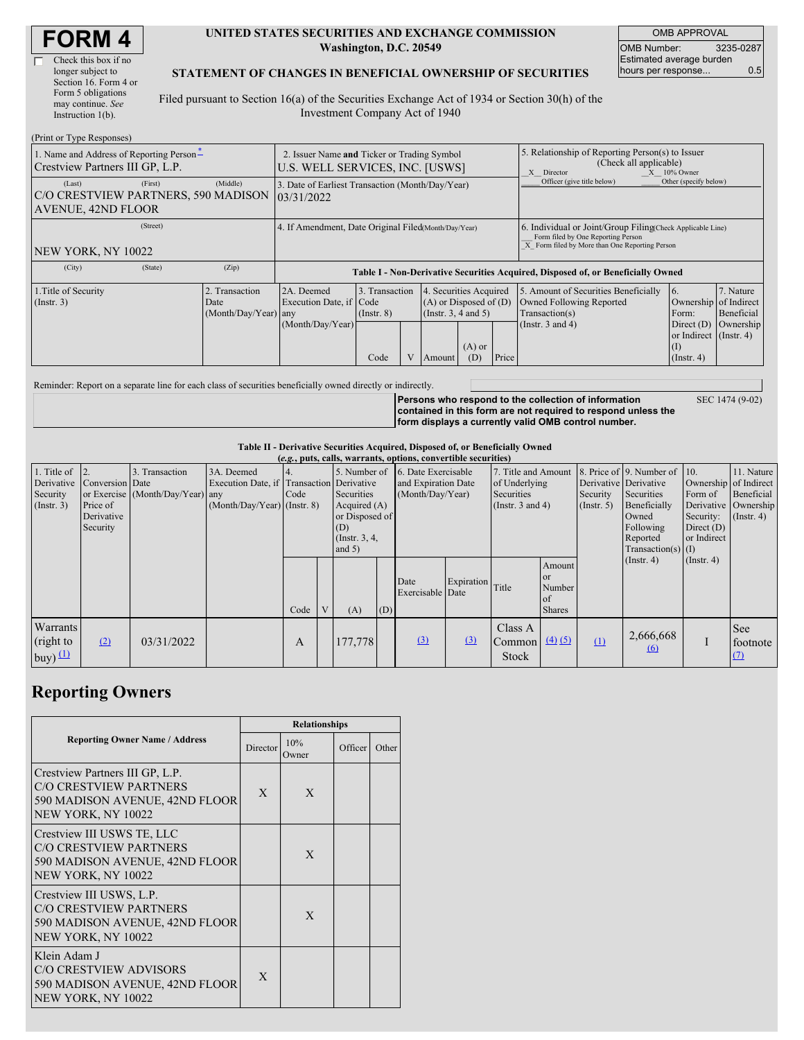# FORM 4

☐ Check this box if no longer subject to Section 16. Form 4 or Form 5 obligations may continue. *See* Instruction 1(b).

**UNITED STATES SECURITIES AND EXCHANGE COMMISSION**
**Washington, D.C. 20549**

**STATEMENT OF CHANGES IN BENEFICIAL OWNERSHIP OF SECURITIES**

Filed pursuant to Section 16(a) of the Securities Exchange Act of 1934 or Section 30(h) of the Investment Company Act of 1940

| OMB APPROVAL | |
|---|---|
| OMB Number: | 3235-0287 |
| Estimated average burden hours per response... | 0.5 |

(Print or Type Responses)

| 1. Name and Address of Reporting Person* | 2. Issuer Name and Ticker or Trading Symbol | 5. Relationship of Reporting Person(s) to Issuer (Check all applicable) |
|---|---|---|
| Crestview Partners III GP, L.P. | U.S. WELL SERVICES, INC. [USWS] | _X_ Director _X_ 10% Owner ___ Officer (give title below) ___ Other (specify below) |
| (Last) (First) (Middle) C/O CRESTVIEW PARTNERS, 590 MADISON AVENUE, 42ND FLOOR | 3. Date of Earliest Transaction (Month/Day/Year) 03/31/2022 | |
| (Street) NEW YORK, NY 10022 | 4. If Amendment, Date Original Filed (Month/Day/Year) | 6. Individual or Joint/Group Filing (Check Applicable Line) ___ Form filed by One Reporting Person _X_ Form filed by More than One Reporting Person |
| (City) (State) (Zip) | | |

**Table I - Non-Derivative Securities Acquired, Disposed of, or Beneficially Owned**

| 1.Title of Security (Instr. 3) | 2. Transaction Date (Month/Day/Year) | 2A. Deemed Execution Date, if any (Month/Day/Year) | 3. Transaction Code (Instr. 8) | | 4. Securities Acquired (A) or Disposed of (D) (Instr. 3, 4 and 5) | | | 5. Amount of Securities Beneficially Owned Following Reported Transaction(s) (Instr. 3 and 4) | 6. Ownership Form: Direct (D) or Indirect (I) (Instr. 4) | 7. Nature of Indirect Beneficial Ownership (Instr. 4) |
|---|---|---|---|---|---|---|---|---|---|---|
| | | | Code | V | Amount | (A) or (D) | Price | | | |

Reminder: Report on a separate line for each class of securities beneficially owned directly or indirectly.

**Persons who respond to the collection of information contained in this form are not required to respond unless the form displays a currently valid OMB control number.** SEC 1474 (9-02)

**Table II - Derivative Securities Acquired, Disposed of, or Beneficially Owned**
**(*e.g.*, puts, calls, warrants, options, convertible securities)**

| 1. Title of Derivative Security (Instr. 3) | 2. Conversion or Exercise Price of Derivative Security | 3. Transaction Date (Month/Day/Year) | 3A. Deemed Execution Date, if any (Month/Day/Year) | 4. Transaction Code (Instr. 8) | | 5. Number of Derivative Securities Acquired (A) or Disposed of (D) (Instr. 3, 4, and 5) | | 6. Date Exercisable and Expiration Date (Month/Day/Year) | | 7. Title and Amount of Underlying Securities (Instr. 3 and 4) | | 8. Price of Derivative Security (Instr. 5) | 9. Number of Derivative Securities Beneficially Owned Following Reported Transaction(s) (Instr. 4) | 10. Ownership Form of Derivative Security: Direct (D) or Indirect (I) (Instr. 4) | 11. Nature of Indirect Beneficial Ownership (Instr. 4) |
|---|---|---|---|---|---|---|---|---|---|---|---|---|---|---|---|
| | | | | Code | V | (A) | (D) | Date Exercisable | Expiration Date | Title | Amount or Number of Shares | | | | |
| Warrants (right to buy) (1) | (2) | 03/31/2022 | | A | | 177,778 | | (3) | (3) | Class A Common Stock | (4) (5) | (1) | 2,666,668 (6) | I | See footnote (7) |

## Reporting Owners

| Reporting Owner Name / Address | Relationships | | | |
|---|---|---|---|---|
| | Director | 10% Owner | Officer | Other |
| Crestview Partners III GP, L.P. C/O CRESTVIEW PARTNERS 590 MADISON AVENUE, 42ND FLOOR NEW YORK, NY 10022 | X | X | | |
| Crestview III USWS TE, LLC C/O CRESTVIEW PARTNERS 590 MADISON AVENUE, 42ND FLOOR NEW YORK, NY 10022 | | X | | |
| Crestview III USWS, L.P. C/O CRESTVIEW PARTNERS 590 MADISON AVENUE, 42ND FLOOR NEW YORK, NY 10022 | | X | | |
| Klein Adam J C/O CRESTVIEW ADVISORS 590 MADISON AVENUE, 42ND FLOOR NEW YORK, NY 10022 | X | | | |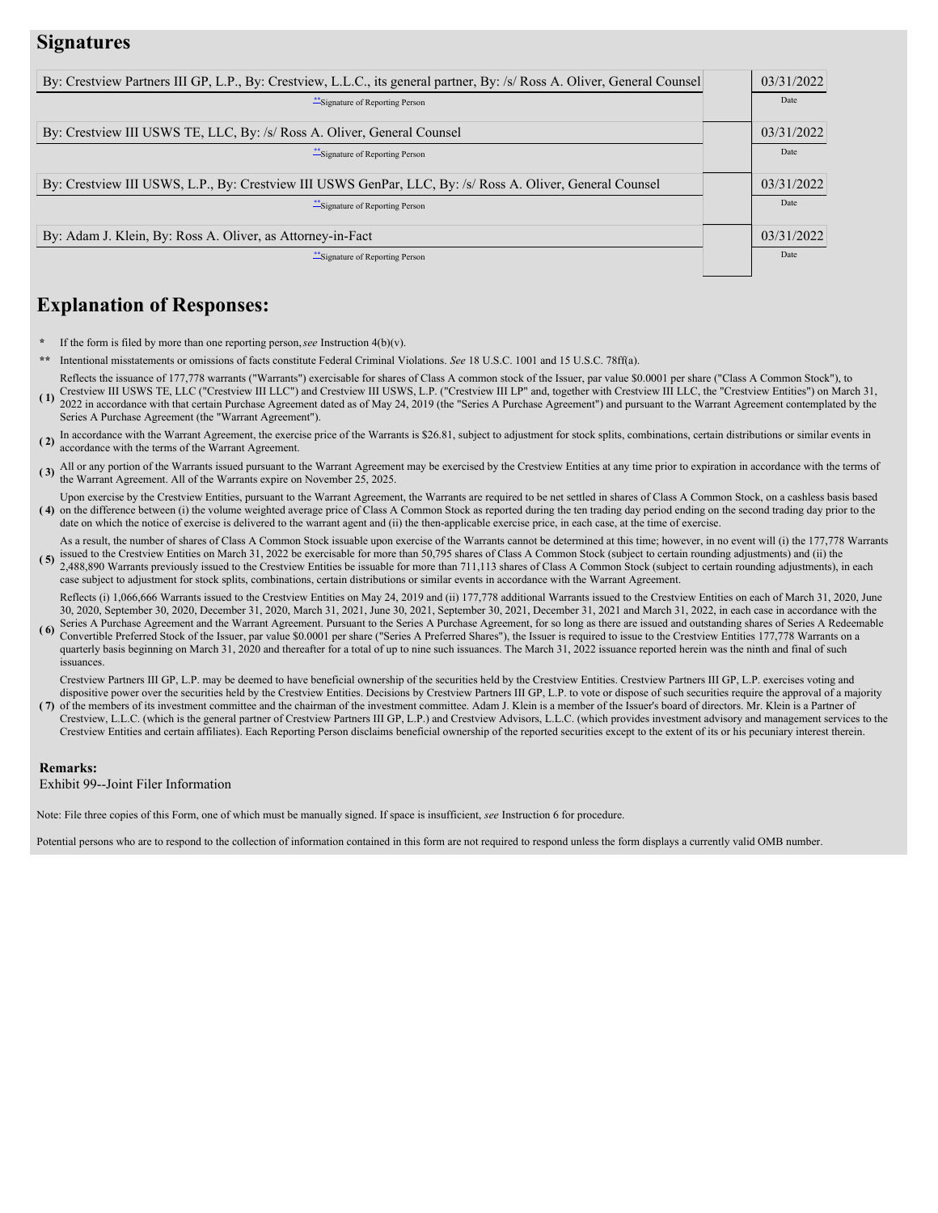## Signatures

| | |
|---|---|
| By: Crestview Partners III GP, L.P., By: Crestview, L.L.C., its general partner, By: /s/ Ross A. Oliver, General Counsel | 03/31/2022 |
| **Signature of Reporting Person | Date |
| By: Crestview III USWS TE, LLC, By: /s/ Ross A. Oliver, General Counsel | 03/31/2022 |
| **Signature of Reporting Person | Date |
| By: Crestview III USWS, L.P., By: Crestview III USWS GenPar, LLC, By: /s/ Ross A. Oliver, General Counsel | 03/31/2022 |
| **Signature of Reporting Person | Date |
| By: Adam J. Klein, By: Ross A. Oliver, as Attorney-in-Fact | 03/31/2022 |
| **Signature of Reporting Person | Date |

## Explanation of Responses:

\* If the form is filed by more than one reporting person, *see* Instruction 4(b)(v).

\*\* Intentional misstatements or omissions of facts constitute Federal Criminal Violations. *See* 18 U.S.C. 1001 and 15 U.S.C. 78ff(a).

(1) Reflects the issuance of 177,778 warrants ("Warrants") exercisable for shares of Class A common stock of the Issuer, par value $0.0001 per share ("Class A Common Stock"), to Crestview III USWS TE, LLC ("Crestview III LLC") and Crestview III USWS, L.P. ("Crestview III LP" and, together with Crestview III LLC, the "Crestview Entities") on March 31, 2022 in accordance with that certain Purchase Agreement dated as of May 24, 2019 (the "Series A Purchase Agreement") and pursuant to the Warrant Agreement contemplated by the Series A Purchase Agreement (the "Warrant Agreement").

(2) In accordance with the Warrant Agreement, the exercise price of the Warrants is $26.81, subject to adjustment for stock splits, combinations, certain distributions or similar events in accordance with the terms of the Warrant Agreement.

(3) All or any portion of the Warrants issued pursuant to the Warrant Agreement may be exercised by the Crestview Entities at any time prior to expiration in accordance with the terms of the Warrant Agreement. All of the Warrants expire on November 25, 2025.

(4) Upon exercise by the Crestview Entities, pursuant to the Warrant Agreement, the Warrants are required to be net settled in shares of Class A Common Stock, on a cashless basis based on the difference between (i) the volume weighted average price of Class A Common Stock as reported during the ten trading day period ending on the second trading day prior to the date on which the notice of exercise is delivered to the warrant agent and (ii) the then-applicable exercise price, in each case, at the time of exercise.

(5) As a result, the number of shares of Class A Common Stock issuable upon exercise of the Warrants cannot be determined at this time; however, in no event will (i) the 177,778 Warrants issued to the Crestview Entities on March 31, 2022 be exercisable for more than 50,795 shares of Class A Common Stock (subject to certain rounding adjustments) and (ii) the 2,488,890 Warrants previously issued to the Crestview Entities be issuable for more than 711,113 shares of Class A Common Stock (subject to certain rounding adjustments), in each case subject to adjustment for stock splits, combinations, certain distributions or similar events in accordance with the Warrant Agreement.

(6) Reflects (i) 1,066,666 Warrants issued to the Crestview Entities on May 24, 2019 and (ii) 177,778 additional Warrants issued to the Crestview Entities on each of March 31, 2020, June 30, 2020, September 30, 2020, December 31, 2020, March 31, 2021, June 30, 2021, September 30, 2021, December 31, 2021 and March 31, 2022, in each case in accordance with the Series A Purchase Agreement and the Warrant Agreement. Pursuant to the Series A Purchase Agreement, for so long as there are issued and outstanding shares of Series A Redeemable Convertible Preferred Stock of the Issuer, par value $0.0001 per share ("Series A Preferred Shares"), the Issuer is required to issue to the Crestview Entities 177,778 Warrants on a quarterly basis beginning on March 31, 2020 and thereafter for a total of up to nine such issuances. The March 31, 2022 issuance reported herein was the ninth and final of such issuances.

(7) Crestview Partners III GP, L.P. may be deemed to have beneficial ownership of the securities held by the Crestview Entities. Crestview Partners III GP, L.P. exercises voting and dispositive power over the securities held by the Crestview Entities. Decisions by Crestview Partners III GP, L.P. to vote or dispose of such securities require the approval of a majority of the members of its investment committee and the chairman of the investment committee. Adam J. Klein is a member of the Issuer's board of directors. Mr. Klein is a Partner of Crestview, L.L.C. (which is the general partner of Crestview Partners III GP, L.P.) and Crestview Advisors, L.L.C. (which provides investment advisory and management services to the Crestview Entities and certain affiliates). Each Reporting Person disclaims beneficial ownership of the reported securities except to the extent of its or his pecuniary interest therein.

**Remarks:**
Exhibit 99--Joint Filer Information

Note: File three copies of this Form, one of which must be manually signed. If space is insufficient, *see* Instruction 6 for procedure.

Potential persons who are to respond to the collection of information contained in this form are not required to respond unless the form displays a currently valid OMB number.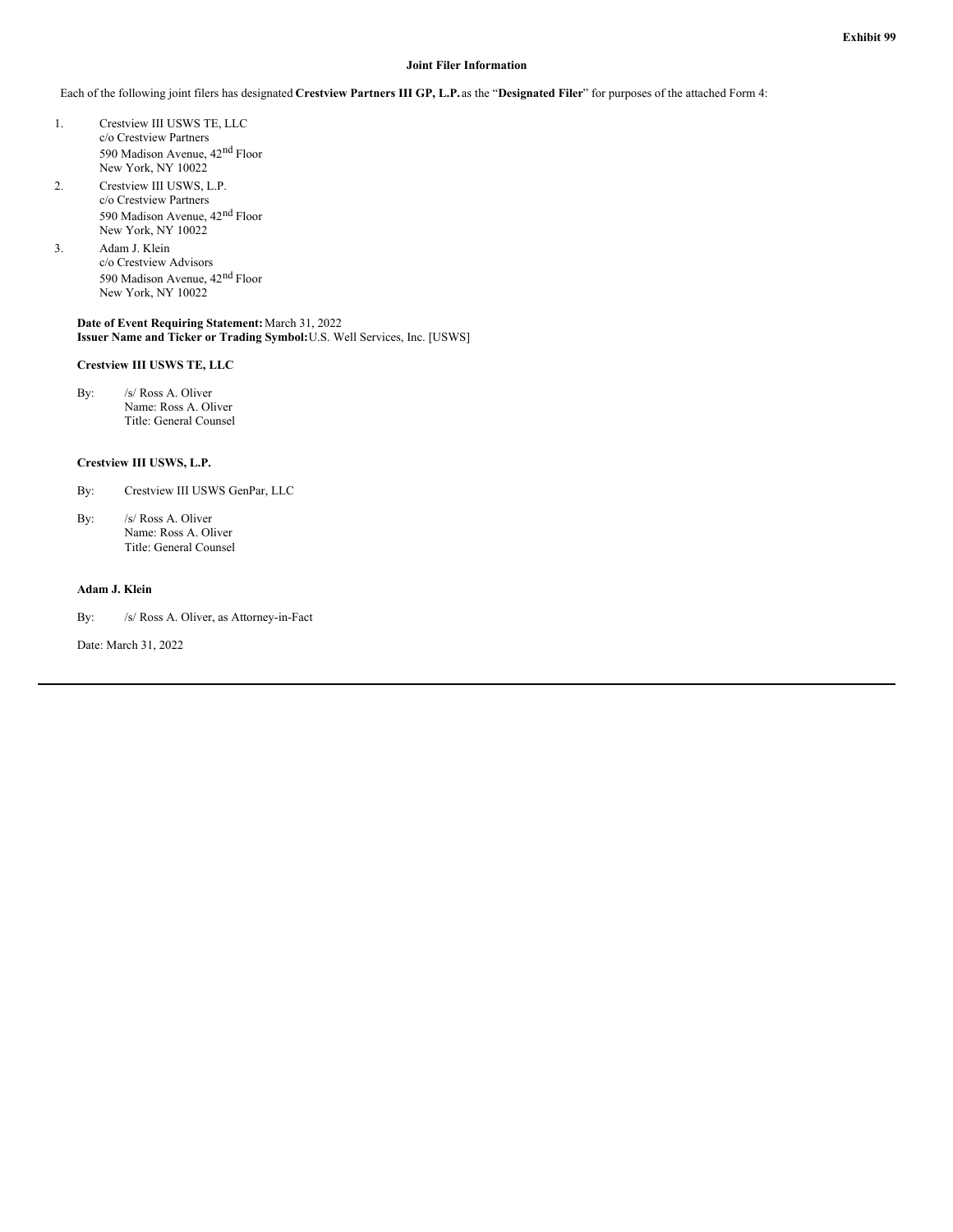**Exhibit 99**

**Joint Filer Information**

Each of the following joint filers has designated **Crestview Partners III GP, L.P.** as the "**Designated Filer**" for purposes of the attached Form 4:

1. Crestview III USWS TE, LLC
   c/o Crestview Partners
   590 Madison Avenue, 42nd Floor
   New York, NY 10022
2. Crestview III USWS, L.P.
   c/o Crestview Partners
   590 Madison Avenue, 42nd Floor
   New York, NY 10022
3. Adam J. Klein
   c/o Crestview Advisors
   590 Madison Avenue, 42nd Floor
   New York, NY 10022

**Date of Event Requiring Statement:** March 31, 2022
**Issuer Name and Ticker or Trading Symbol:** U.S. Well Services, Inc. [USWS]

**Crestview III USWS TE, LLC**

By: /s/ Ross A. Oliver
Name: Ross A. Oliver
Title: General Counsel

**Crestview III USWS, L.P.**

By: Crestview III USWS GenPar, LLC

By: /s/ Ross A. Oliver
Name: Ross A. Oliver
Title: General Counsel

**Adam J. Klein**

By: /s/ Ross A. Oliver, as Attorney-in-Fact

Date: March 31, 2022